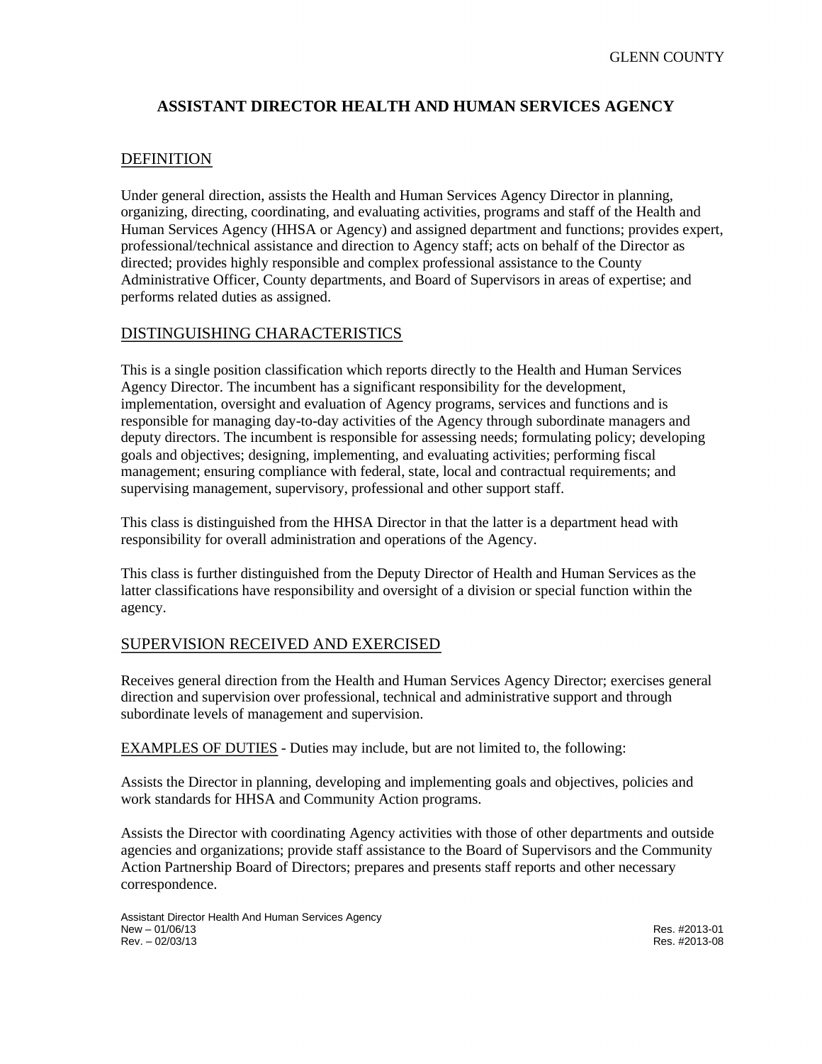# ASSISTANT DIRECTOR HEALTH AND HUMAN SERVICES AGENCY

## DEFINITION

Under general direction, assists the Health and Human Services Agency Director in planning, organizing, directing, coordinating, and evaluating activities, programs and staff of the Health and Human Services Agency (HHSA or Agency) and assigned department and functions; provides expert, professional/technical assistance and direction to Agency staff; acts on behalf of the Director as directed; provides highly responsible and complex professional assistance to the County Administrative Officer, County departments, and Board of Supervisors in areas of expertise; and performs related duties as assigned.

## DISTINGUISHING CHARACTERISTICS

This is a single position classification which reports directly to the Health and Human Services Agency Director. The incumbent has a significant responsibility for the development, implementation, oversight and evaluation of Agency programs, services and functions and is responsible for managing day-to-day activities of the Agency through subordinate managers and deputy directors. The incumbent is responsible for assessing needs; formulating policy; developing goals and objectives; designing, implementing, and evaluating activities; performing fiscal management; ensuring compliance with federal, state, local and contractual requirements; and supervising management, supervisory, professional and other support staff.

This class is distinguished from the HHSA Director in that the latter is a department head with responsibility for overall administration and operations of the Agency.

This class is further distinguished from the Deputy Director of Health and Human Services as the latter classifications have responsibility and oversight of a division or special function within the agency.

## SUPERVISION RECEIVED AND EXERCISED

Receives general direction from the Health and Human Services Agency Director; exercises general direction and supervision over professional, technical and administrative support and through subordinate levels of management and supervision.

EXAMPLES OF DUTIES - Duties may include, but are not limited to, the following:

Assists the Director in planning, developing and implementing goals and objectives, policies and work standards for HHSA and Community Action programs.

Assists the Director with coordinating Agency activities with those of other departments and outside agencies and organizations; provide staff assistance to the Board of Supervisors and the Community Action Partnership Board of Directors; prepares and presents staff reports and other necessary correspondence.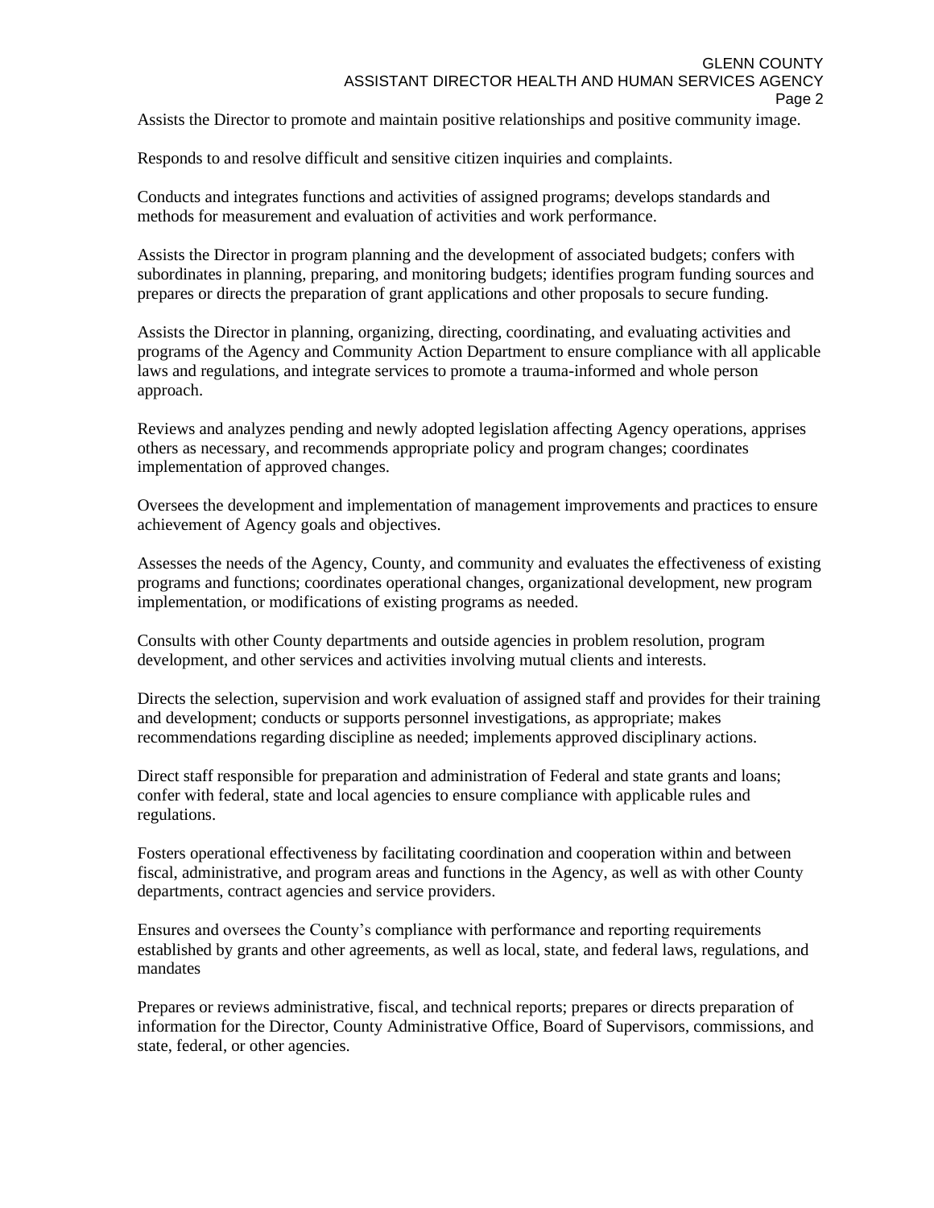Assists the Director to promote and maintain positive relationships and positive community image.

Responds to and resolve difficult and sensitive citizen inquiries and complaints.

Conducts and integrates functions and activities of assigned programs; develops standards and methods for measurement and evaluation of activities and work performance.

Assists the Director in program planning and the development of associated budgets; confers with subordinates in planning, preparing, and monitoring budgets; identifies program funding sources and prepares or directs the preparation of grant applications and other proposals to secure funding.

Assists the Director in planning, organizing, directing, coordinating, and evaluating activities and programs of the Agency and Community Action Department to ensure compliance with all applicable laws and regulations, and integrate services to promote a trauma-informed and whole person approach.

Reviews and analyzes pending and newly adopted legislation affecting Agency operations, apprises others as necessary, and recommends appropriate policy and program changes; coordinates implementation of approved changes.

Oversees the development and implementation of management improvements and practices to ensure achievement of Agency goals and objectives.

Assesses the needs of the Agency, County, and community and evaluates the effectiveness of existing programs and functions; coordinates operational changes, organizational development, new program implementation, or modifications of existing programs as needed.

Consults with other County departments and outside agencies in problem resolution, program development, and other services and activities involving mutual clients and interests.

Directs the selection, supervision and work evaluation of assigned staff and provides for their training and development; conducts or supports personnel investigations, as appropriate; makes recommendations regarding discipline as needed; implements approved disciplinary actions.

Direct staff responsible for preparation and administration of Federal and state grants and loans; confer with federal, state and local agencies to ensure compliance with applicable rules and regulations.

Fosters operational effectiveness by facilitating coordination and cooperation within and between fiscal, administrative, and program areas and functions in the Agency, as well as with other County departments, contract agencies and service providers.

Ensures and oversees the County's compliance with performance and reporting requirements established by grants and other agreements, as well as local, state, and federal laws, regulations, and mandates

Prepares or reviews administrative, fiscal, and technical reports; prepares or directs preparation of information for the Director, County Administrative Office, Board of Supervisors, commissions, and state, federal, or other agencies.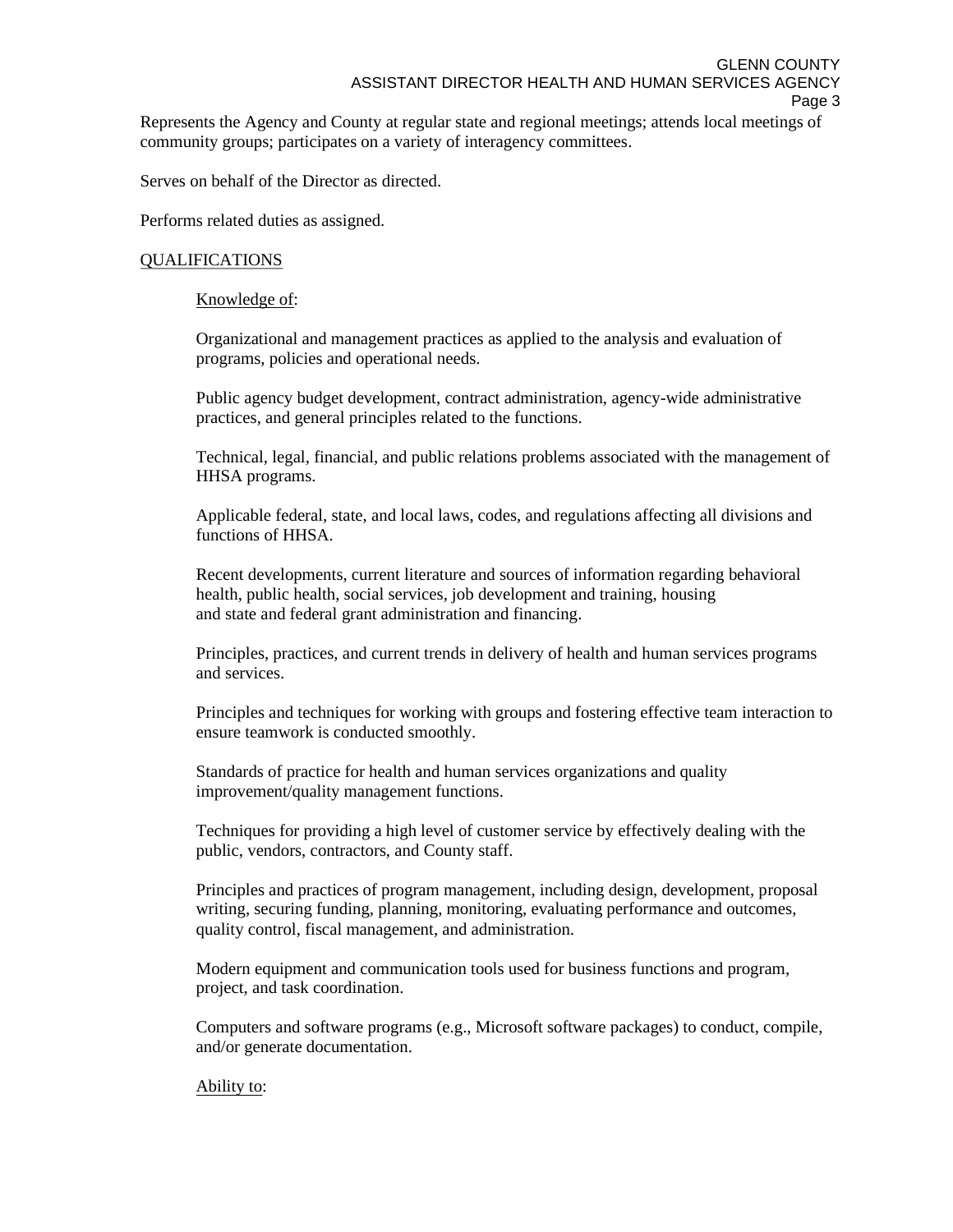Represents the Agency and County at regular state and regional meetings; attends local meetings of community groups; participates on a variety of interagency committees.

Serves on behalf of the Director as directed.

Performs related duties as assigned.

## QUALIFICATIONS

### Knowledge of:

Organizational and management practices as applied to the analysis and evaluation of programs, policies and operational needs.

Public agency budget development, contract administration, agency-wide administrative practices, and general principles related to the functions.

Technical, legal, financial, and public relations problems associated with the management of HHSA programs.

Applicable federal, state, and local laws, codes, and regulations affecting all divisions and functions of HHSA.

Recent developments, current literature and sources of information regarding behavioral health, public health, social services, job development and training, housing and state and federal grant administration and financing.

Principles, practices, and current trends in delivery of health and human services programs and services.

Principles and techniques for working with groups and fostering effective team interaction to ensure teamwork is conducted smoothly.

Standards of practice for health and human services organizations and quality improvement/quality management functions.

Techniques for providing a high level of customer service by effectively dealing with the public, vendors, contractors, and County staff.

Principles and practices of program management, including design, development, proposal writing, securing funding, planning, monitoring, evaluating performance and outcomes, quality control, fiscal management, and administration.

Modern equipment and communication tools used for business functions and program, project, and task coordination.

Computers and software programs (e.g., Microsoft software packages) to conduct, compile, and/or generate documentation.

### Ability to: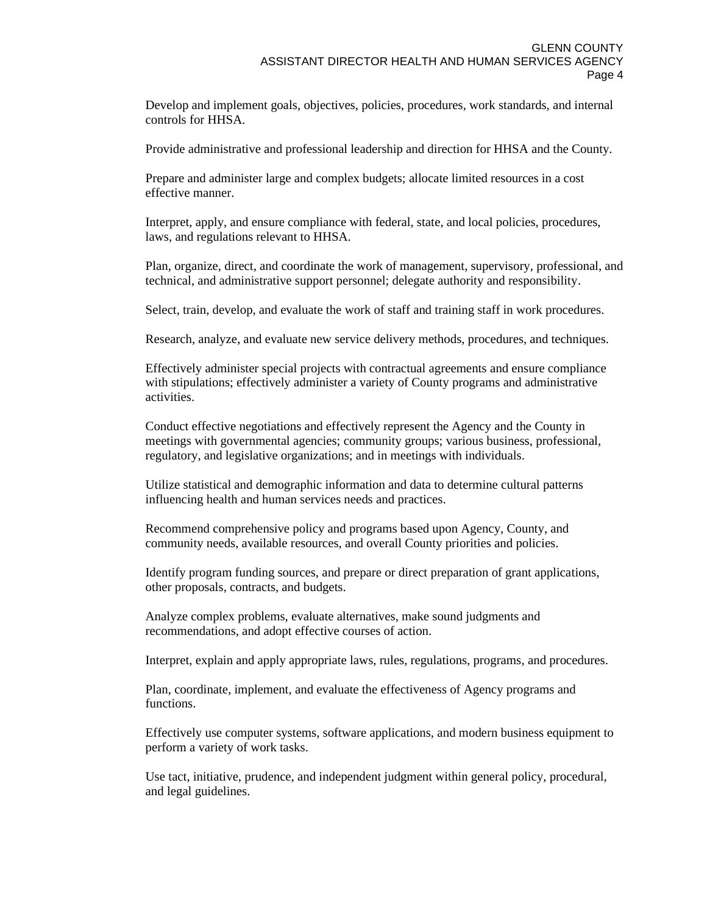Develop and implement goals, objectives, policies, procedures, work standards, and internal controls for HHSA.

Provide administrative and professional leadership and direction for HHSA and the County.

Prepare and administer large and complex budgets; allocate limited resources in a cost effective manner.

Interpret, apply, and ensure compliance with federal, state, and local policies, procedures, laws, and regulations relevant to HHSA.

Plan, organize, direct, and coordinate the work of management, supervisory, professional, and technical, and administrative support personnel; delegate authority and responsibility.

Select, train, develop, and evaluate the work of staff and training staff in work procedures.

Research, analyze, and evaluate new service delivery methods, procedures, and techniques.

Effectively administer special projects with contractual agreements and ensure compliance with stipulations; effectively administer a variety of County programs and administrative activities.

Conduct effective negotiations and effectively represent the Agency and the County in meetings with governmental agencies; community groups; various business, professional, regulatory, and legislative organizations; and in meetings with individuals.

Utilize statistical and demographic information and data to determine cultural patterns influencing health and human services needs and practices.

Recommend comprehensive policy and programs based upon Agency, County, and community needs, available resources, and overall County priorities and policies.

Identify program funding sources, and prepare or direct preparation of grant applications, other proposals, contracts, and budgets.

Analyze complex problems, evaluate alternatives, make sound judgments and recommendations, and adopt effective courses of action.

Interpret, explain and apply appropriate laws, rules, regulations, programs, and procedures.

Plan, coordinate, implement, and evaluate the effectiveness of Agency programs and functions.

Effectively use computer systems, software applications, and modern business equipment to perform a variety of work tasks.

Use tact, initiative, prudence, and independent judgment within general policy, procedural, and legal guidelines.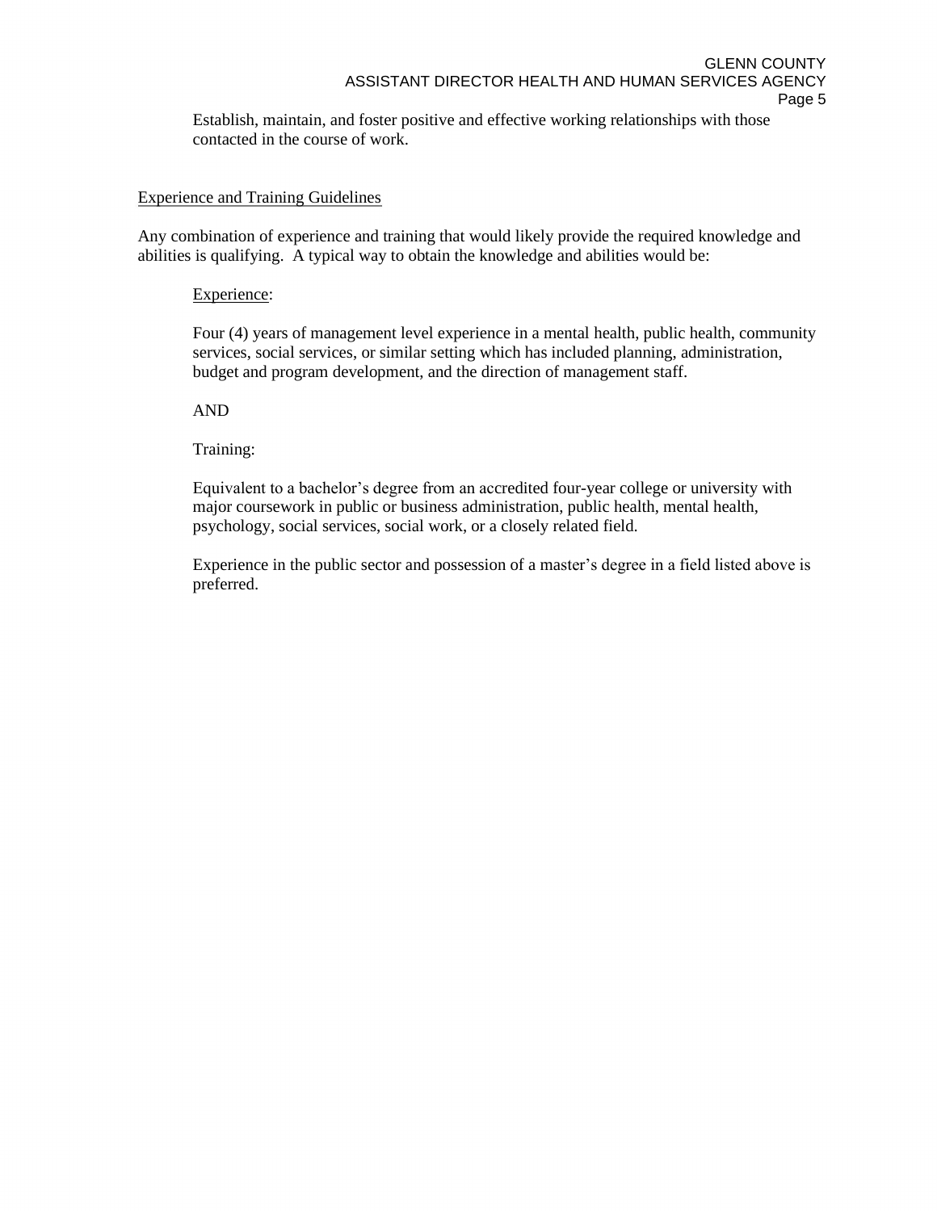Establish, maintain, and foster positive and effective working relationships with those contacted in the course of work.

## Experience and Training Guidelines

Any combination of experience and training that would likely provide the required knowledge and abilities is qualifying. A typical way to obtain the knowledge and abilities would be:

### Experience:

Four (4) years of management level experience in a mental health, public health, community services, social services, or similar setting which has included planning, administration, budget and program development, and the direction of management staff.

AND

### Training:

Equivalent to a bachelor's degree from an accredited four-year college or university with major coursework in public or business administration, public health, mental health, psychology, social services, social work, or a closely related field.

Experience in the public sector and possession of a master's degree in a field listed above is preferred.